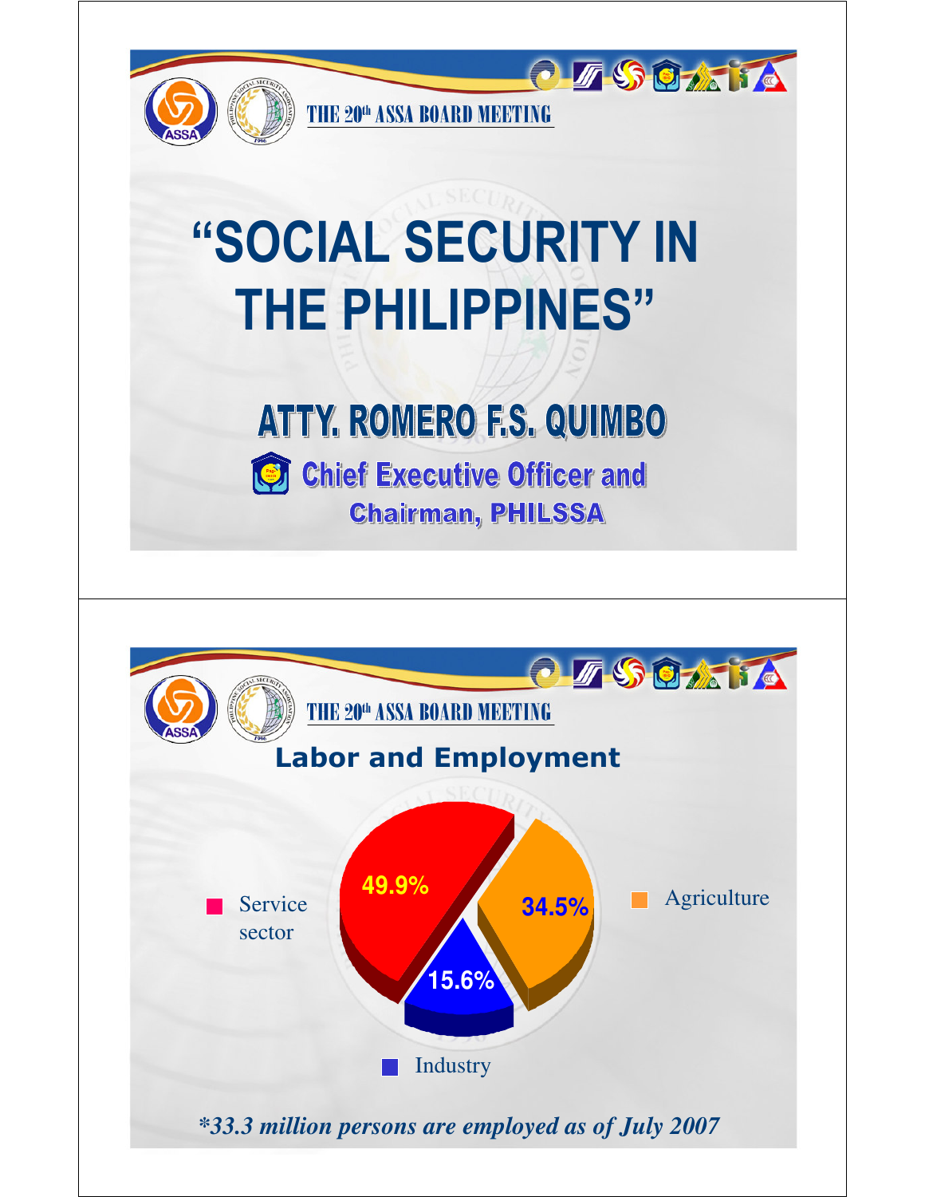THE 20th ASSA BOARD MEETING

# "SOCIAL SECURITY IN THE PHILIPPINES"

## ATTY. ROMERO F.S. QUIMBO

**Chief Executive Officer and Chairman, PHILSSA**

---

THE 20th ASSA BOARD MEETING

## Labor and Employment

| Sector | Share |
|---|---|
| Service sector | 49.9% |
| Agriculture | 34.5% |
| Industry | 15.6% |

***33.3 million persons are employed as of July 2007***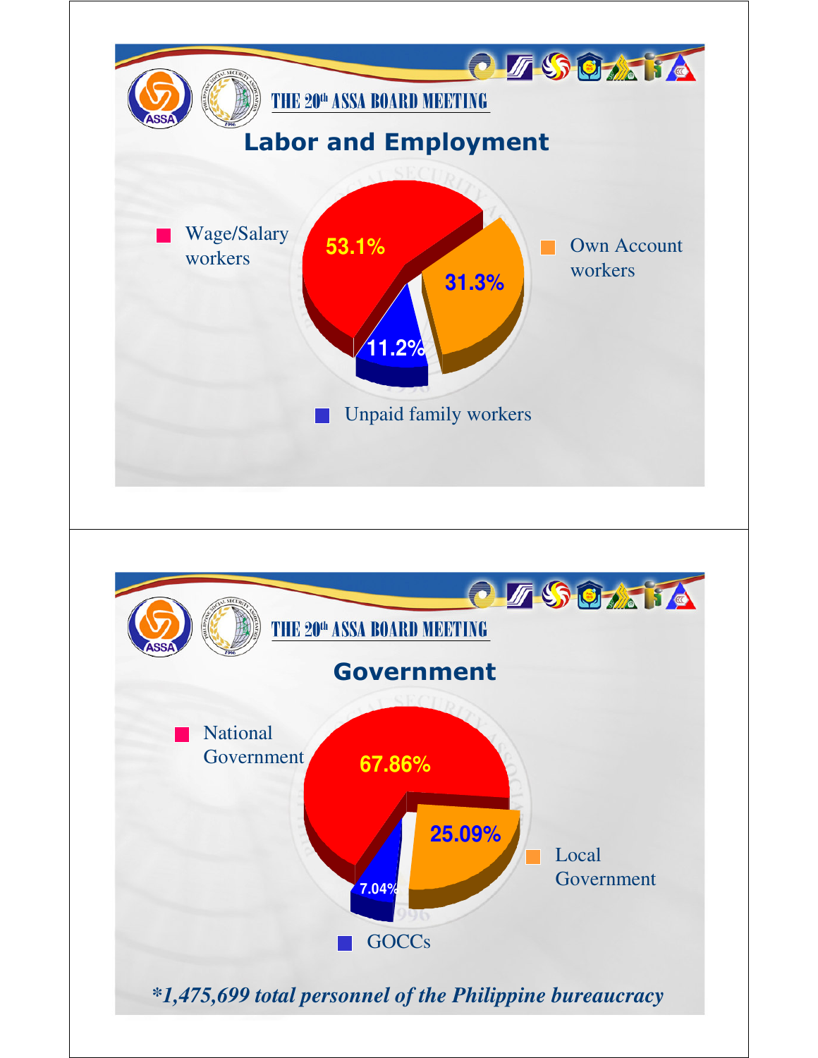THE 20th ASSA BOARD MEETING

## Labor and Employment

- Wage/Salary workers: 53.1%
- Own Account workers: 31.3%
- Unpaid family workers: 11.2%

THE 20th ASSA BOARD MEETING

## Government

- National Government: 67.86%
- Local Government: 25.09%
- GOCCs: 7.04%

***1,475,699 total personnel of the Philippine bureaucracy***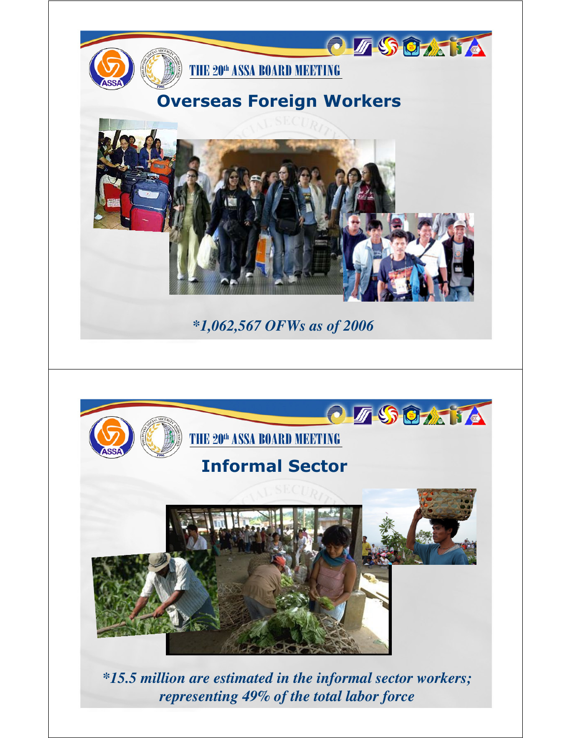## Overseas Foreign Workers

*\*1,062,567 OFWs as of 2006*

## Informal Sector

*\*15.5 million are estimated in the informal sector workers; representing 49% of the total labor force*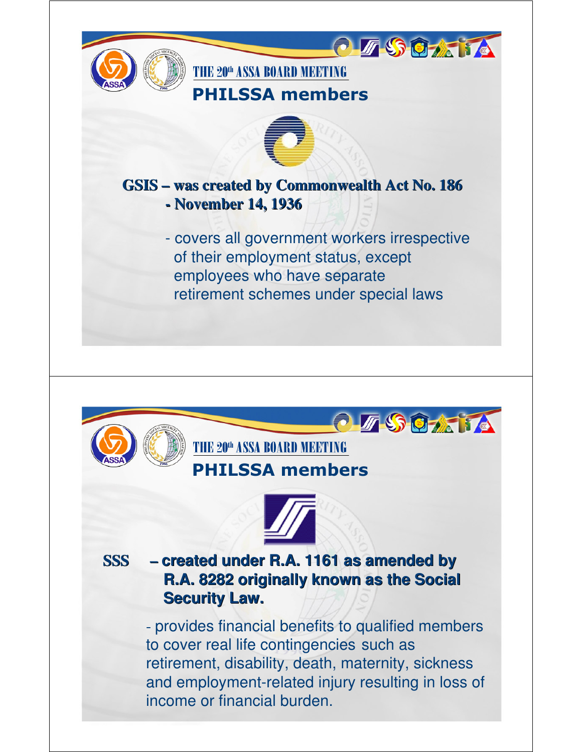THE 20th ASSA BOARD MEETING

## PHILSSA members

**GSIS – was created by Commonwealth Act No. 186**
**- November 14, 1936**

- covers all government workers irrespective of their employment status, except employees who have separate retirement schemes under special laws

---

THE 20th ASSA BOARD MEETING

## PHILSSA members

**SSS – created under R.A. 1161 as amended by R.A. 8282 originally known as the Social Security Law.**

- provides financial benefits to qualified members to cover real life contingencies such as retirement, disability, death, maternity, sickness and employment-related injury resulting in loss of income or financial burden.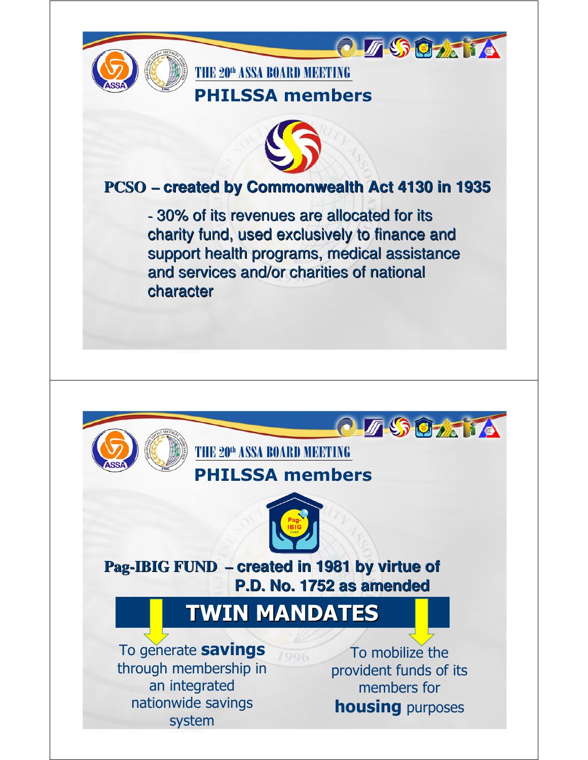## THE 20th ASSA BOARD MEETING

### PHILSSA members

**PCSO – created by Commonwealth Act 4130 in 1935**

- 30% of its revenues are allocated for its charity fund, used exclusively to finance and support health programs, medical assistance and services and/or charities of national character

## THE 20th ASSA BOARD MEETING

### PHILSSA members

**Pag-IBIG FUND – created in 1981 by virtue of P.D. No. 1752 as amended**

**TWIN MANDATES**

- To generate **savings** through membership in an integrated nationwide savings system
- To mobilize the provident funds of its members for **housing** purposes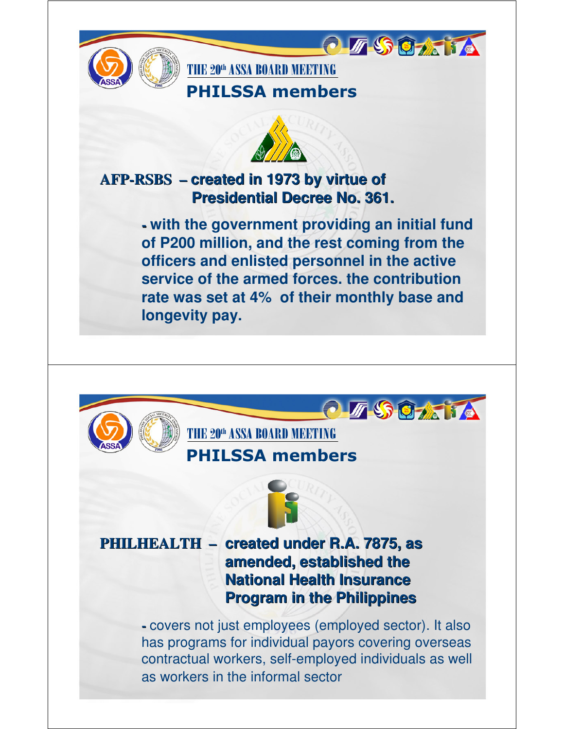THE 20th ASSA BOARD MEETING

## PHILSSA members

**AFP-RSBS – created in 1973 by virtue of Presidential Decree No. 361.**

- **with the government providing an initial fund of P200 million, and the rest coming from the officers and enlisted personnel in the active service of the armed forces. the contribution rate was set at 4% of their monthly base and longevity pay.**

THE 20th ASSA BOARD MEETING

## PHILSSA members

**PHILHEALTH – created under R.A. 7875, as amended, established the National Health Insurance Program in the Philippines**

- covers not just employees (employed sector). It also has programs for individual payors covering overseas contractual workers, self-employed individuals as well as workers in the informal sector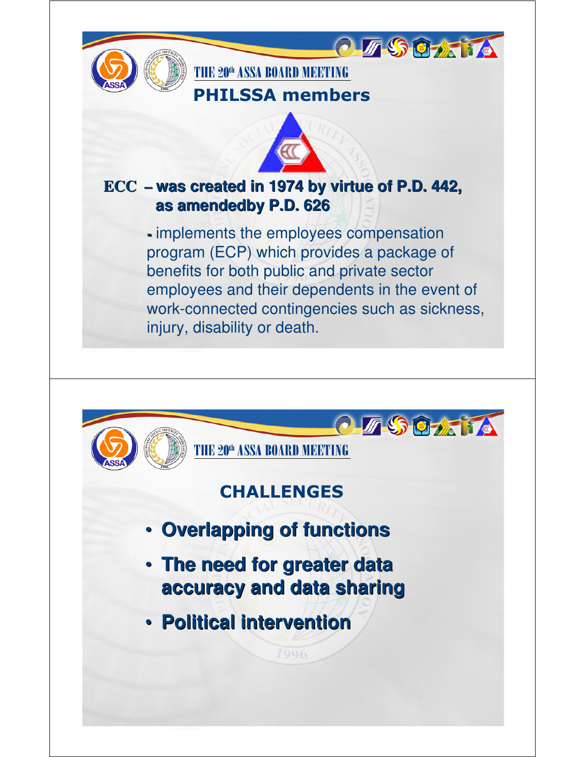THE 20th ASSA BOARD MEETING

## PHILSSA members

**ECC – was created in 1974 by virtue of P.D. 442, as amendedby P.D. 626**

- implements the employees compensation program (ECP) which provides a package of benefits for both public and private sector employees and their dependents in the event of work-connected contingencies such as sickness, injury, disability or death.

THE 20th ASSA BOARD MEETING

## CHALLENGES

- **Overlapping of functions**
- **The need for greater data accuracy and data sharing**
- **Political intervention**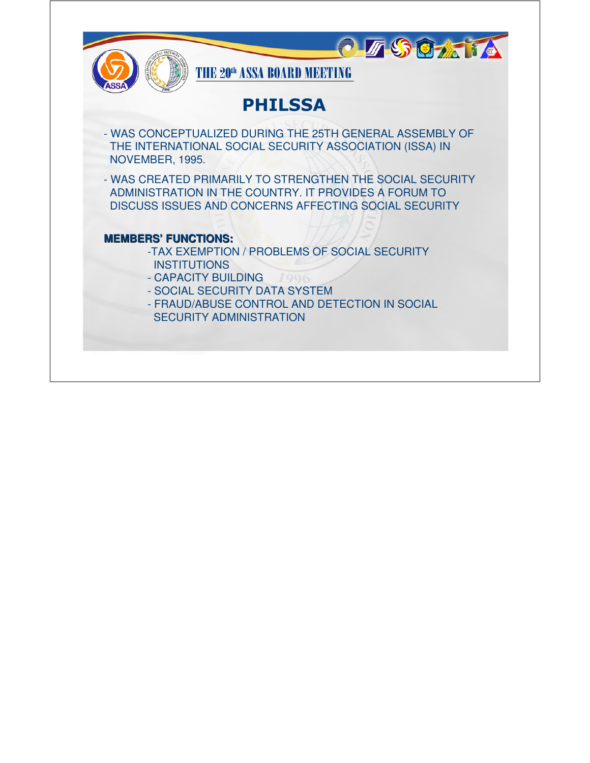THE 20th ASSA BOARD MEETING

# PHILSSA

- WAS CONCEPTUALIZED DURING THE 25TH GENERAL ASSEMBLY OF THE INTERNATIONAL SOCIAL SECURITY ASSOCIATION (ISSA) IN NOVEMBER, 1995.
- WAS CREATED PRIMARILY TO STRENGTHEN THE SOCIAL SECURITY ADMINISTRATION IN THE COUNTRY. IT PROVIDES A FORUM TO DISCUSS ISSUES AND CONCERNS AFFECTING SOCIAL SECURITY

**MEMBERS' FUNCTIONS:**

- TAX EXEMPTION / PROBLEMS OF SOCIAL SECURITY INSTITUTIONS
- CAPACITY BUILDING
- SOCIAL SECURITY DATA SYSTEM
- FRAUD/ABUSE CONTROL AND DETECTION IN SOCIAL SECURITY ADMINISTRATION